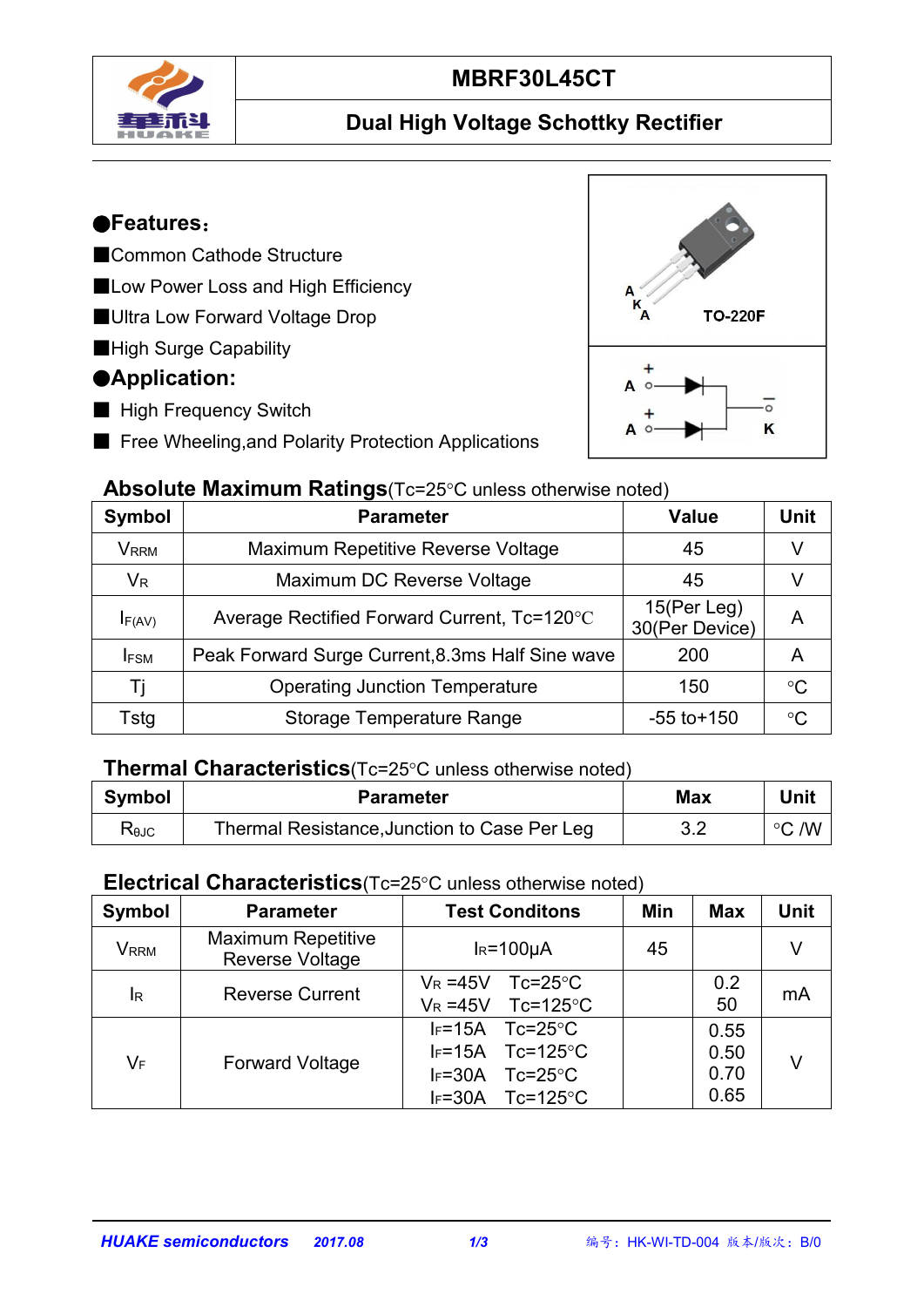# MBRF30L45CT

## Dual High Voltage Schottky Rectifier

TO-220F

### ●Features：

■Common Cathode Structure

■Low Power Loss and High Efficiency

■Ultra Low Forward Voltage Drop

■High Surge Capability

### ●Application:

■ High Frequency Switch

■ Free Wheeling,and Polarity Protection Applications

### Absolute Maximum Ratings(Tc=25°C unless otherwise noted)

| Symbol | Parameter | Value | Unit |
|---|---|---|---|
| $V_{RRM}$ | Maximum Repetitive Reverse Voltage | 45 | V |
| $V_R$ | Maximum DC Reverse Voltage | 45 | V |
| $I_{F(AV)}$ | Average Rectified Forward Current, Tc=120°C | 15(Per Leg) 30(Per Device) | A |
| $I_{FSM}$ | Peak Forward Surge Current,8.3ms Half Sine wave | 200 | A |
| Tj | Operating Junction Temperature | 150 | °C |
| Tstg | Storage Temperature Range | -55 to+150 | °C |

### Thermal Characteristics(Tc=25°C unless otherwise noted)

| Symbol | Parameter | Max | Unit |
|---|---|---|---|
| $R_{\theta JC}$ | Thermal Resistance,Junction to Case Per Leg | 3.2 | °C /W |

### Electrical Characteristics(Tc=25°C unless otherwise noted)

| Symbol | Parameter | Test Conditons | Min | Max | Unit |
|---|---|---|---|---|---|
| $V_{RRM}$ | Maximum Repetitive Reverse Voltage | $I_R$=100μA | 45 | | V |
| $I_R$ | Reverse Current | $V_R$ =45V Tc=25°C<br>$V_R$ =45V Tc=125°C | | 0.2<br>50 | mA |
| $V_F$ | Forward Voltage | $I_F$=15A Tc=25°C<br>$I_F$=15A Tc=125°C<br>$I_F$=30A Tc=25°C<br>$I_F$=30A Tc=125°C | | 0.55<br>0.50<br>0.70<br>0.65 | V |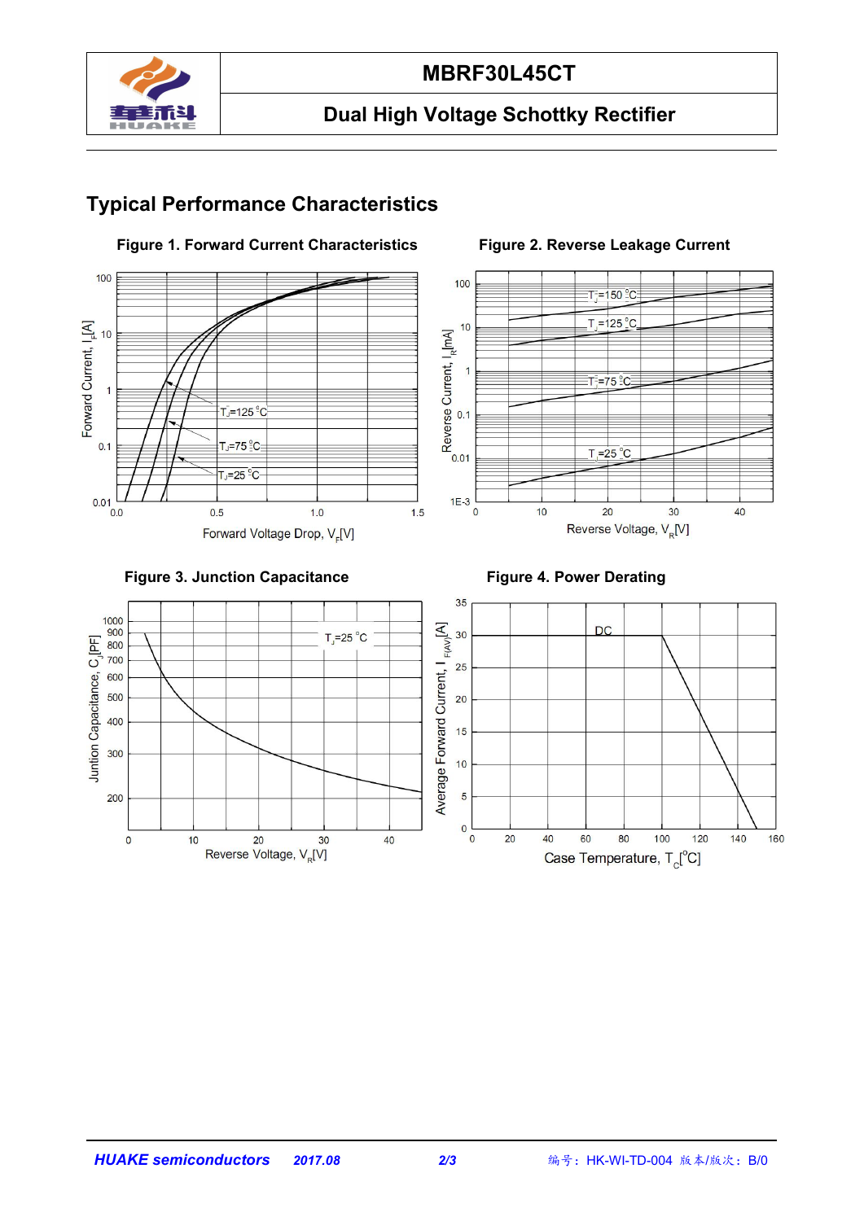# Typical Performance Characteristics

**Figure 1. Forward Current Characteristics**

**Figure 2. Reverse Leakage Current**

**Figure 3. Junction Capacitance**

**Figure 4. Power Derating**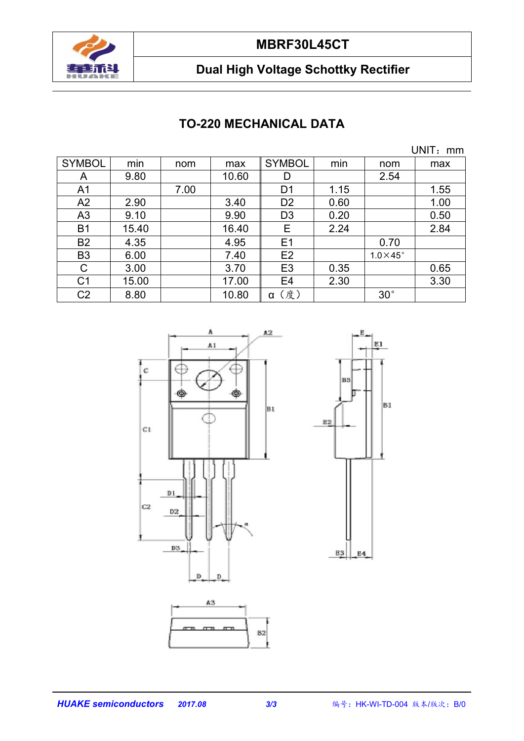# MBRF30L45CT

## Dual High Voltage Schottky Rectifier

## TO-220 MECHANICAL DATA

UNIT：mm

| SYMBOL | min | nom | max | SYMBOL | min | nom | max |
|---|---|---|---|---|---|---|---|
| A | 9.80 | | 10.60 | D | | 2.54 | |
| A1 | | 7.00 | | D1 | 1.15 | | 1.55 |
| A2 | 2.90 | | 3.40 | D2 | 0.60 | | 1.00 |
| A3 | 9.10 | | 9.90 | D3 | 0.20 | | 0.50 |
| B1 | 15.40 | | 16.40 | E | 2.24 | | 2.84 |
| B2 | 4.35 | | 4.95 | E1 | | 0.70 | |
| B3 | 6.00 | | 7.40 | E2 | | 1.0×45° | |
| C | 3.00 | | 3.70 | E3 | 0.35 | | 0.65 |
| C1 | 15.00 | | 17.00 | E4 | 2.30 | | 3.30 |
| C2 | 8.80 | | 10.80 | α（度） | | 30° | |

A
A1
A2
C
B1
C1
C2
D1
D2
D3
D
D
α
E
E1
B3
E2
E3
E4
A3
B2

*HUAKE semiconductors* *2017.08*

编号：HK-WI-TD-004 版本/版次：B/0